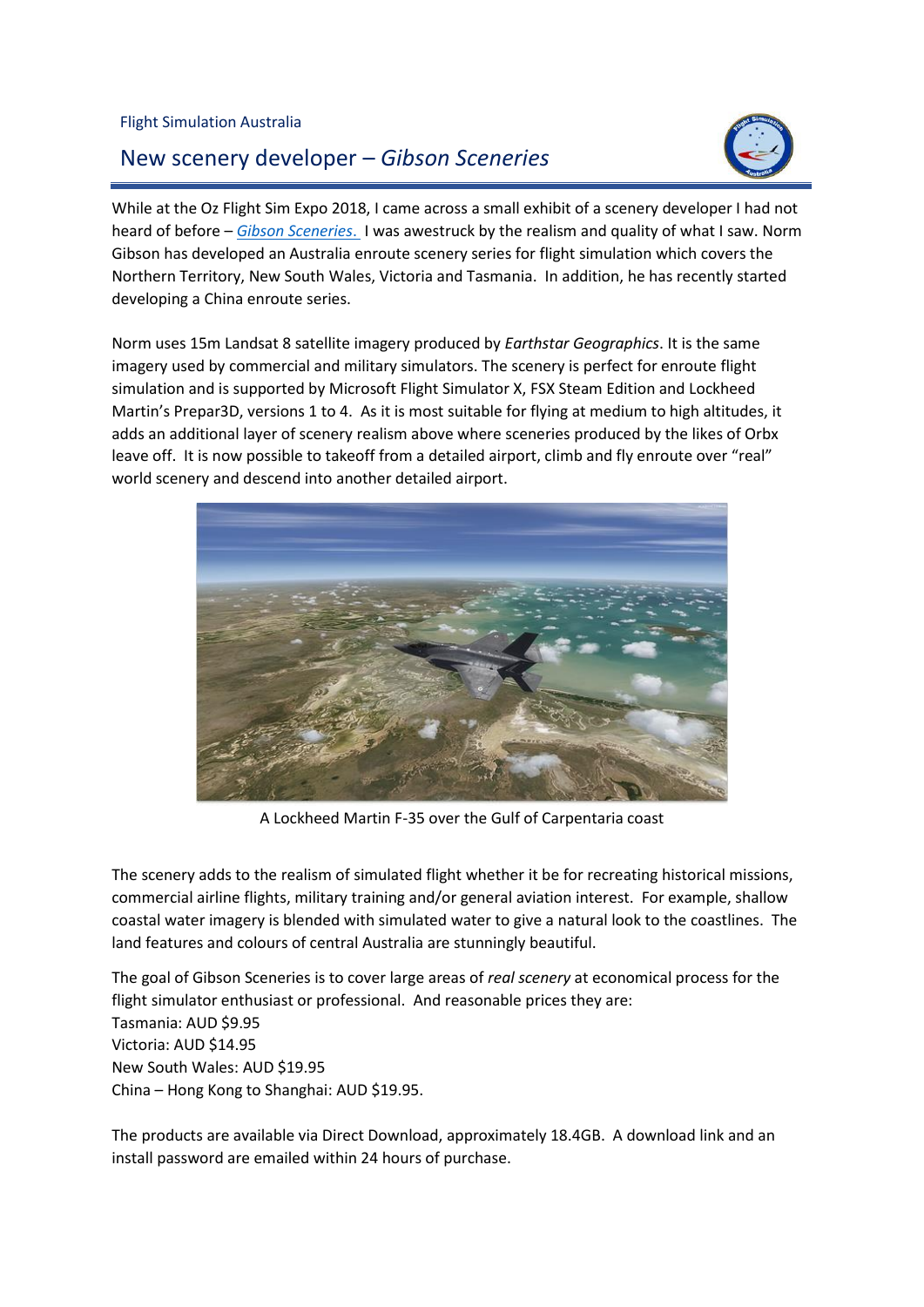Flight Simulation Australia

# New scenery developer – *Gibson Sceneries*

While at the Oz Flight Sim Expo 2018, I came across a small exhibit of a scenery developer I had not heard of before – *Gibson Sceneries.* I was awestruck by the realism and quality of what I saw. Norm Gibson has developed an Australia enroute scenery series for flight simulation which covers the Northern Territory, New South Wales, Victoria and Tasmania. In addition, he has recently started developing a China enroute series.

Norm uses 15m Landsat 8 satellite imagery produced by *Earthstar Geographics*. It is the same imagery used by commercial and military simulators. The scenery is perfect for enroute flight simulation and is supported by Microsoft Flight Simulator X, FSX Steam Edition and Lockheed Martin's Prepar3D, versions 1 to 4. As it is most suitable for flying at medium to high altitudes, it adds an additional layer of scenery realism above where sceneries produced by the likes of Orbx leave off. It is now possible to takeoff from a detailed airport, climb and fly enroute over "real" world scenery and descend into another detailed airport.

A Lockheed Martin F-35 over the Gulf of Carpentaria coast

The scenery adds to the realism of simulated flight whether it be for recreating historical missions, commercial airline flights, military training and/or general aviation interest. For example, shallow coastal water imagery is blended with simulated water to give a natural look to the coastlines. The land features and colours of central Australia are stunningly beautiful.

The goal of Gibson Sceneries is to cover large areas of *real scenery* at economical process for the flight simulator enthusiast or professional. And reasonable prices they are:
Tasmania: AUD $9.95
Victoria: AUD $14.95
New South Wales: AUD $19.95
China – Hong Kong to Shanghai: AUD $19.95.

The products are available via Direct Download, approximately 18.4GB. A download link and an install password are emailed within 24 hours of purchase.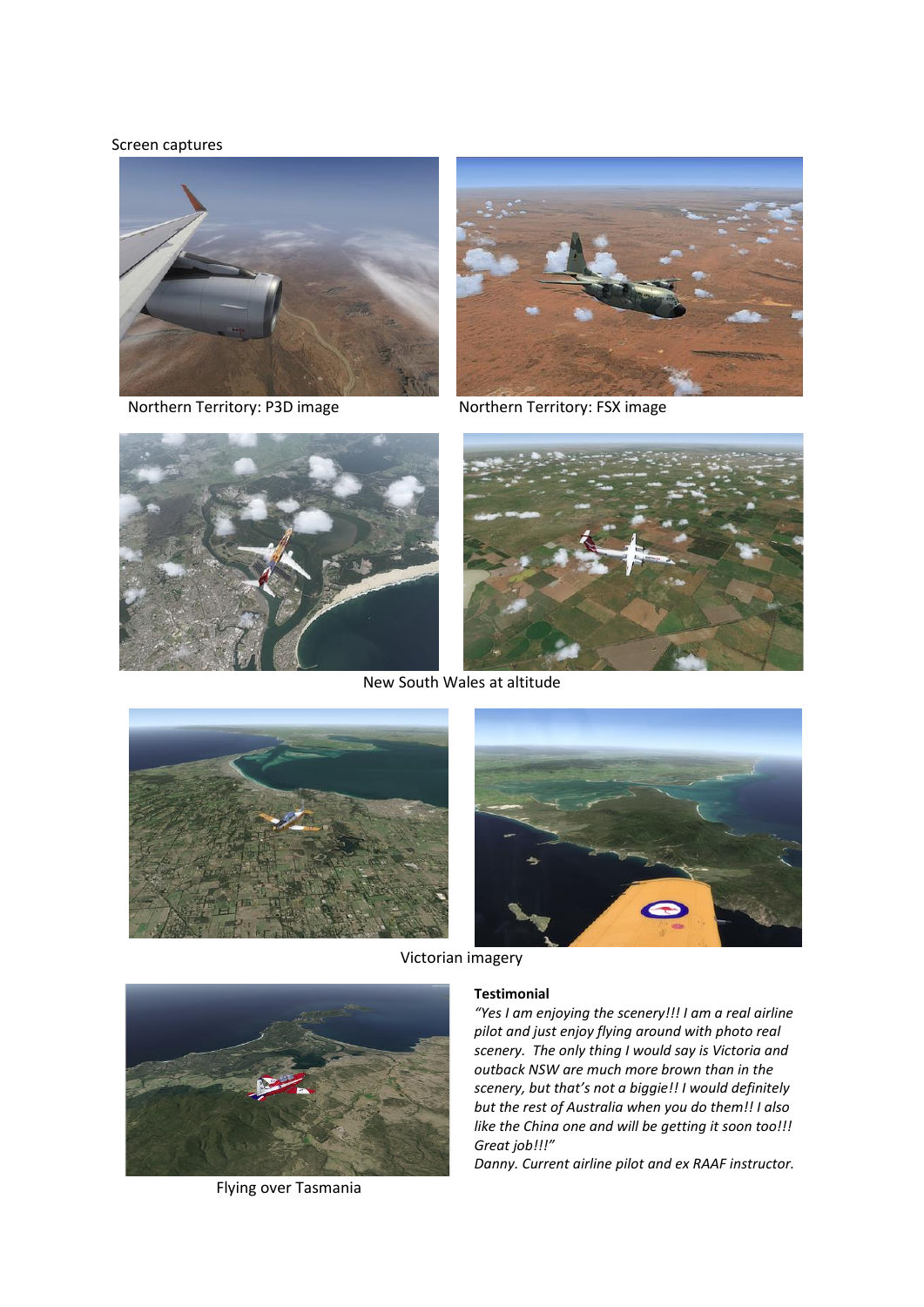Screen captures

Northern Territory: P3D image

Northern Territory: FSX image

New South Wales at altitude

Victorian imagery

Flying over Tasmania

**Testimonial**

*"Yes I am enjoying the scenery!!! I am a real airline pilot and just enjoy flying around with photo real scenery. The only thing I would say is Victoria and outback NSW are much more brown than in the scenery, but that's not a biggie!! I would definitely but the rest of Australia when you do them!! I also like the China one and will be getting it soon too!!! Great job!!!"*

*Danny. Current airline pilot and ex RAAF instructor.*